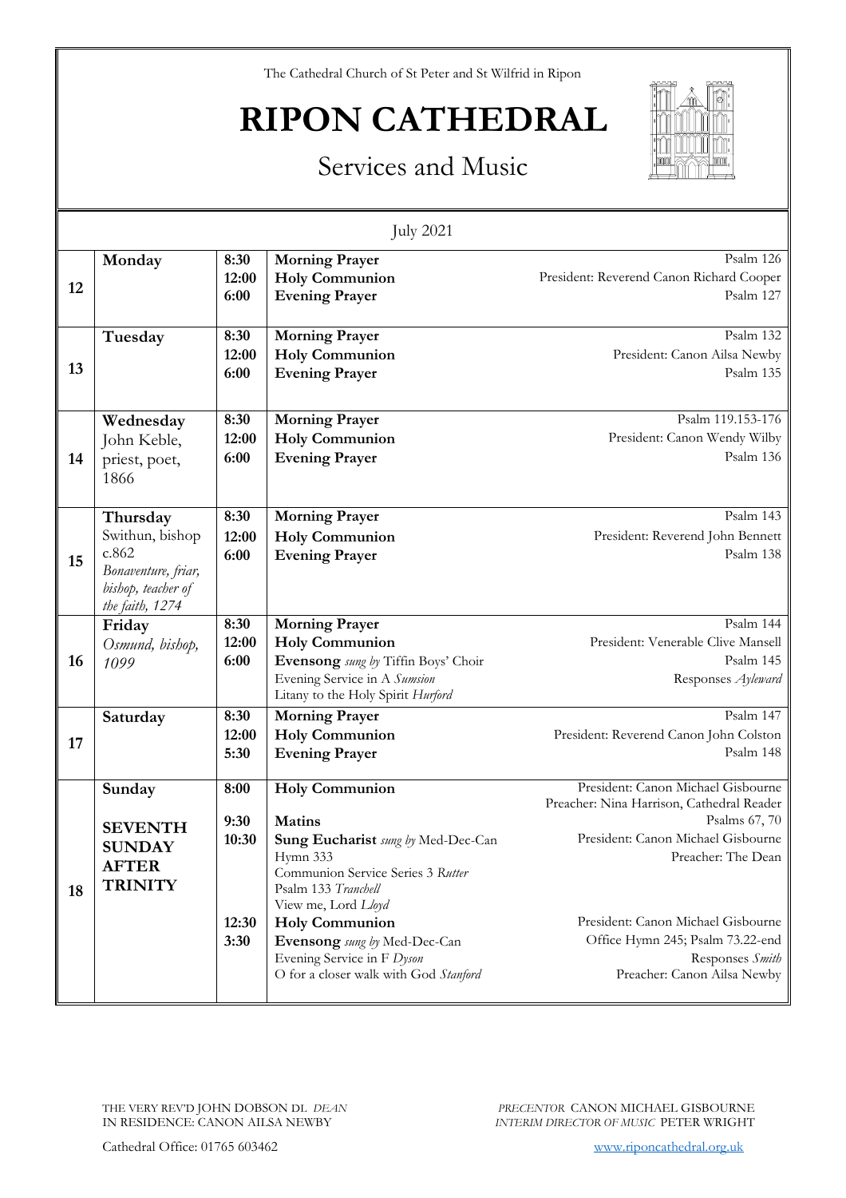The Cathedral Church of St Peter and St Wilfrid in Ripon

# RIPON CATHEDRAL

## Services and Music

July 2021

| Date | Day | Time | Service | Details |
|---|---|---|---|---|
| 12 | **Monday** | **8:30**<br>**12:00**<br>**6:00** | **Morning Prayer**<br>**Holy Communion**<br>**Evening Prayer** | Psalm 126<br>President: Reverend Canon Richard Cooper<br>Psalm 127 |
| 13 | **Tuesday** | **8:30**<br>**12:00**<br>**6:00** | **Morning Prayer**<br>**Holy Communion**<br>**Evening Prayer** | Psalm 132<br>President: Canon Ailsa Newby<br>Psalm 135 |
| 14 | **Wednesday**<br>John Keble, priest, poet, 1866 | **8:30**<br>**12:00**<br>**6:00** | **Morning Prayer**<br>**Holy Communion**<br>**Evening Prayer** | Psalm 119.153-176<br>President: Canon Wendy Wilby<br>Psalm 136 |
| 15 | **Thursday**<br>Swithun, bishop c.862<br>*Bonaventure, friar, bishop, teacher of the faith, 1274* | **8:30**<br>**12:00**<br>**6:00** | **Morning Prayer**<br>**Holy Communion**<br>**Evening Prayer** | Psalm 143<br>President: Reverend John Bennett<br>Psalm 138 |
| 16 | **Friday**<br>*Osmund, bishop, 1099* | **8:30**<br>**12:00**<br>**6:00** | **Morning Prayer**<br>**Holy Communion**<br>**Evensong** *sung by* Tiffin Boys' Choir<br>Evening Service in A *Sumsion*<br>Litany to the Holy Spirit *Hurford* | Psalm 144<br>President: Venerable Clive Mansell<br>Psalm 145<br>Responses *Ayleward* |
| 17 | **Saturday** | **8:30**<br>**12:00**<br>**5:30** | **Morning Prayer**<br>**Holy Communion**<br>**Evening Prayer** | Psalm 147<br>President: Reverend Canon John Colston<br>Psalm 148 |
| 18 | **Sunday**<br><br>**SEVENTH SUNDAY AFTER TRINITY** | **8:00**<br><br>**9:30**<br>**10:30**<br><br><br><br><br>**12:30**<br>**3:30** | **Holy Communion**<br><br>**Matins**<br>**Sung Eucharist** *sung by* Med-Dec-Can<br>Hymn 333<br>Communion Service Series 3 *Rutter*<br>Psalm 133 *Tranchell*<br>View me, Lord *Lloyd*<br>**Holy Communion**<br>**Evensong** *sung by* Med-Dec-Can<br>Evening Service in F *Dyson*<br>O for a closer walk with God *Stanford* | President: Canon Michael Gisbourne<br>Preacher: Nina Harrison, Cathedral Reader<br>Psalms 67, 70<br>President: Canon Michael Gisbourne<br>Preacher: The Dean<br><br><br><br>President: Canon Michael Gisbourne<br>Office Hymn 245; Psalm 73.22-end<br>Responses *Smith*<br>Preacher: Canon Ailsa Newby |

THE VERY REV'D JOHN DOBSON DL *DEAN*
IN RESIDENCE: CANON AILSA NEWBY

*PRECENTOR* CANON MICHAEL GISBOURNE
*INTERIM DIRECTOR OF MUSIC* PETER WRIGHT

Cathedral Office: 01765 603462

www.riponcathedral.org.uk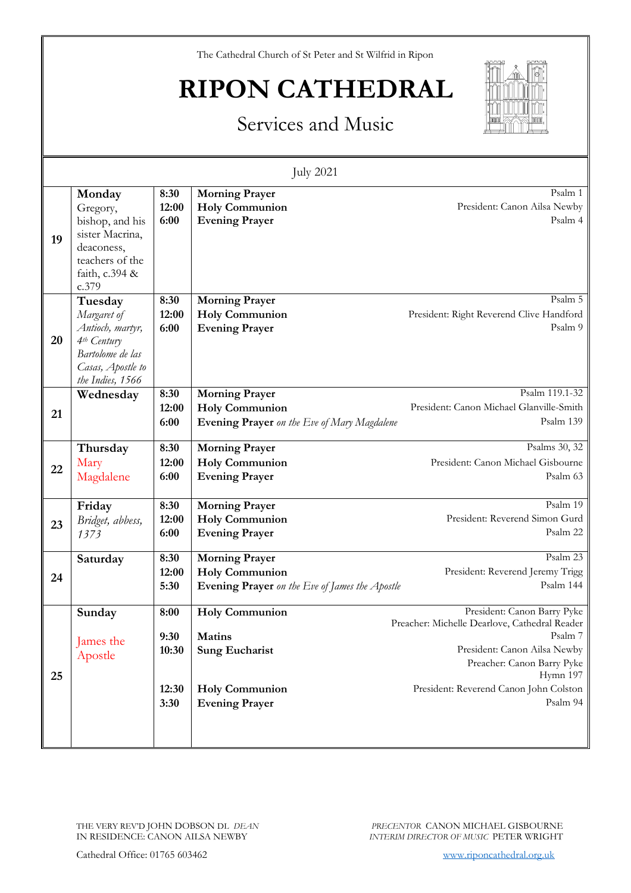The Cathedral Church of St Peter and St Wilfrid in Ripon

# RIPON CATHEDRAL

## Services and Music

| July 2021 | | | | |
|---|---|---|---|---|
| 19 | **Monday** Gregory, bishop, and his sister Macrina, deaconess, teachers of the faith, c.394 & c.379 | 8:30<br>12:00<br>6:00 | **Morning Prayer**<br>**Holy Communion**<br>**Evening Prayer** | Psalm 1<br>President: Canon Ailsa Newby<br>Psalm 4 |
| 20 | **Tuesday** *Margaret of Antioch, martyr, 4th Century* *Bartolome de las Casas, Apostle to the Indies, 1566* | 8:30<br>12:00<br>6:00 | **Morning Prayer**<br>**Holy Communion**<br>**Evening Prayer** | Psalm 5<br>President: Right Reverend Clive Handford<br>Psalm 9 |
| 21 | **Wednesday** | 8:30<br>12:00<br>6:00 | **Morning Prayer**<br>**Holy Communion**<br>**Evening Prayer** *on the Eve of Mary Magdalene* | Psalm 119.1-32<br>President: Canon Michael Glanville-Smith<br>Psalm 139 |
| 22 | **Thursday** Mary Magdalene | 8:30<br>12:00<br>6:00 | **Morning Prayer**<br>**Holy Communion**<br>**Evening Prayer** | Psalms 30, 32<br>President: Canon Michael Gisbourne<br>Psalm 63 |
| 23 | **Friday** *Bridget, abbess, 1373* | 8:30<br>12:00<br>6:00 | **Morning Prayer**<br>**Holy Communion**<br>**Evening Prayer** | Psalm 19<br>President: Reverend Simon Gurd<br>Psalm 22 |
| 24 | **Saturday** | 8:30<br>12:00<br>5:30 | **Morning Prayer**<br>**Holy Communion**<br>**Evening Prayer** *on the Eve of James the Apostle* | Psalm 23<br>President: Reverend Jeremy Trigg<br>Psalm 144 |
| 25 | **Sunday** James the Apostle | 8:00<br><br>9:30<br>10:30<br><br><br>12:30<br>3:30 | **Holy Communion**<br><br>**Matins**<br>**Sung Eucharist**<br><br><br>**Holy Communion**<br>**Evening Prayer** | President: Canon Barry Pyke<br>Preacher: Michelle Dearlove, Cathedral Reader<br>Psalm 7<br>President: Canon Ailsa Newby<br>Preacher: Canon Barry Pyke<br>Hymn 197<br>President: Reverend Canon John Colston<br>Psalm 94 |

THE VERY REV'D JOHN DOBSON DL *DEAN*
IN RESIDENCE: CANON AILSA NEWBY

*PRECENTOR* CANON MICHAEL GISBOURNE
*INTERIM DIRECTOR OF MUSIC* PETER WRIGHT

Cathedral Office: 01765 603462

www.riponcathedral.org.uk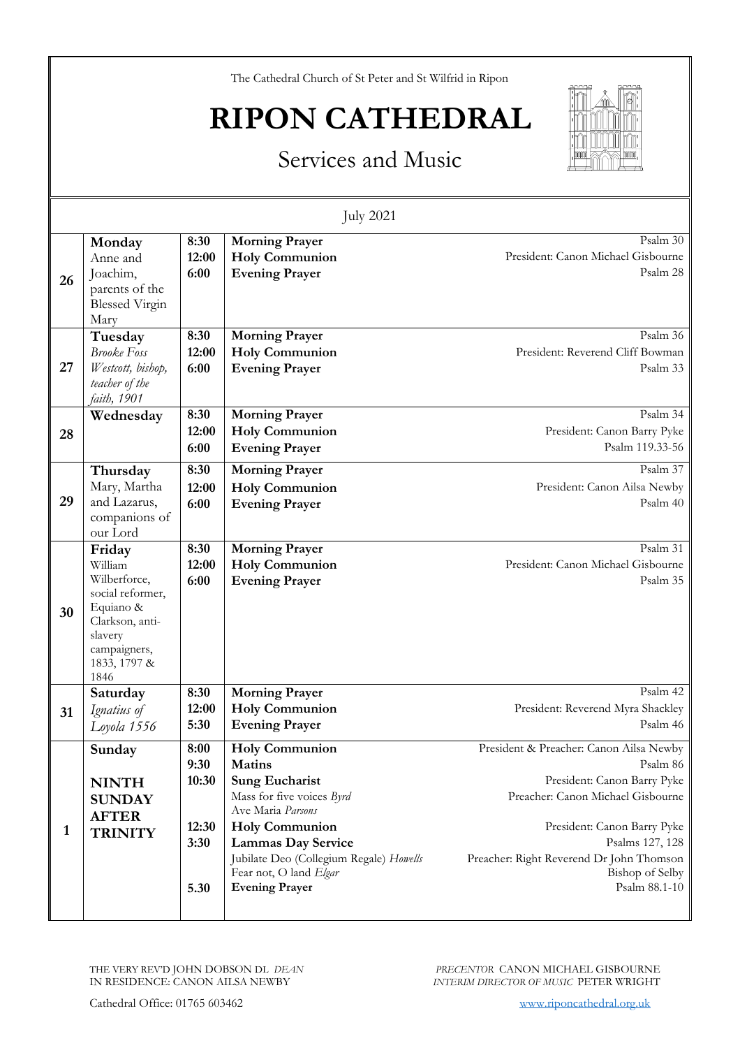The Cathedral Church of St Peter and St Wilfrid in Ripon

# RIPON CATHEDRAL

## Services and Music

July 2021

| | | | | |
|---|---|---|---|---|
| **26** | **Monday**<br>Anne and Joachim, parents of the Blessed Virgin Mary | **8:30**<br>**12:00**<br>**6:00** | **Morning Prayer**<br>**Holy Communion**<br>**Evening Prayer** | Psalm 30<br>President: Canon Michael Gisbourne<br>Psalm 28 |
| **27** | **Tuesday**<br>*Brooke Foss Westcott, bishop, teacher of the faith, 1901* | **8:30**<br>**12:00**<br>**6:00** | **Morning Prayer**<br>**Holy Communion**<br>**Evening Prayer** | Psalm 36<br>President: Reverend Cliff Bowman<br>Psalm 33 |
| **28** | **Wednesday** | **8:30**<br>**12:00**<br>**6:00** | **Morning Prayer**<br>**Holy Communion**<br>**Evening Prayer** | Psalm 34<br>President: Canon Barry Pyke<br>Psalm 119.33-56 |
| **29** | **Thursday**<br>Mary, Martha and Lazarus, companions of our Lord | **8:30**<br>**12:00**<br>**6:00** | **Morning Prayer**<br>**Holy Communion**<br>**Evening Prayer** | Psalm 37<br>President: Canon Ailsa Newby<br>Psalm 40 |
| **30** | **Friday**<br>William Wilberforce, social reformer, Equiano & Clarkson, anti-slavery campaigners, 1833, 1797 & 1846 | **8:30**<br>**12:00**<br>**6:00** | **Morning Prayer**<br>**Holy Communion**<br>**Evening Prayer** | Psalm 31<br>President: Canon Michael Gisbourne<br>Psalm 35 |
| **31** | **Saturday**<br>*Ignatius of Loyola 1556* | **8:30**<br>**12:00**<br>**5:30** | **Morning Prayer**<br>**Holy Communion**<br>**Evening Prayer** | Psalm 42<br>President: Reverend Myra Shackley<br>Psalm 46 |
| **1** | **Sunday**<br><br>**NINTH SUNDAY AFTER TRINITY** | **8:00**<br>**9:30**<br>**10:30**<br><br><br>**12:30**<br>**3:30**<br><br><br>**5.30** | **Holy Communion**<br>**Matins**<br>**Sung Eucharist**<br>Mass for five voices *Byrd*<br>Ave Maria *Parsons*<br>**Holy Communion**<br>**Lammas Day Service**<br>Jubilate Deo (Collegium Regale) *Howells*<br>Fear not, O land *Elgar*<br>**Evening Prayer** | President & Preacher: Canon Ailsa Newby<br>Psalm 86<br>President: Canon Barry Pyke<br>Preacher: Canon Michael Gisbourne<br><br>President: Canon Barry Pyke<br>Psalms 127, 128<br>Preacher: Right Reverend Dr John Thomson<br>Bishop of Selby<br>Psalm 88.1-10 |

THE VERY REV'D JOHN DOBSON DL *DEAN*
IN RESIDENCE: CANON AILSA NEWBY

*PRECENTOR* CANON MICHAEL GISBOURNE
*INTERIM DIRECTOR OF MUSIC* PETER WRIGHT

Cathedral Office: 01765 603462

www.riponcathedral.org.uk